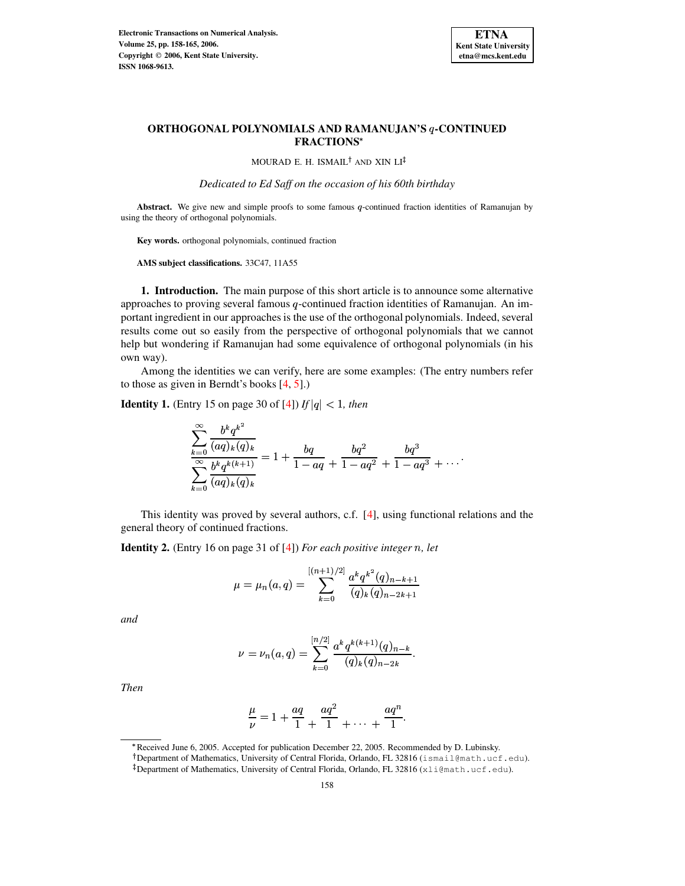# ORTHOGONAL POLYNOMIALS AND RAMANUJAN'S $q$-CONTINUED FRACTIONS*

MOURAD E. H. ISMAIL† AND XIN LI‡

*Dedicated to Ed Saff on the occasion of his 60th birthday*

**Abstract.** We give new and simple proofs to some famous $q$-continued fraction identities of Ramanujan by using the theory of orthogonal polynomials.

**Key words.** orthogonal polynomials, continued fraction

**AMS subject classifications.** 33C47, 11A55

## 1. Introduction.

The main purpose of this short article is to announce some alternative approaches to proving several famous $q$-continued fraction identities of Ramanujan. An important ingredient in our approaches is the use of the orthogonal polynomials. Indeed, several results come out so easily from the perspective of orthogonal polynomials that we cannot help but wondering if Ramanujan had some equivalence of orthogonal polynomials (in his own way).

Among the identities we can verify, here are some examples: (The entry numbers refer to those as given in Berndt's books [4, 5].)

**Identity 1.** (Entry 15 on page 30 of [4]) *If $|q| < 1$, then*

$$\frac{\displaystyle\sum_{k=0}^{\infty} \frac{b^k q^{k^2}}{(aq)_k (q)_k}}{\displaystyle\sum_{k=0}^{\infty} \frac{b^k q^{k(k+1)}}{(aq)_k (q)_k}} = 1 + \frac{bq}{1 - aq} + \frac{bq^2}{1 - aq^2} + \frac{bq^3}{1 - aq^3} + \cdots.$$

This identity was proved by several authors, c.f. [4], using functional relations and the general theory of continued fractions.

**Identity 2.** (Entry 16 on page 31 of [4]) *For each positive integer $n$, let*

$$\mu = \mu_n(a, q) = \sum_{k=0}^{[(n+1)/2]} \frac{a^k q^{k^2} (q)_{n-k+1}}{(q)_k (q)_{n-2k+1}}$$

*and*

$$\nu = \nu_n(a, q) = \sum_{k=0}^{[n/2]} \frac{a^k q^{k(k+1)} (q)_{n-k}}{(q)_k (q)_{n-2k}}.$$

*Then*

$$\frac{\mu}{\nu} = 1 + \frac{aq}{1} + \frac{aq^2}{1} + \cdots + \frac{aq^n}{1}.$$

*Received June 6, 2005. Accepted for publication December 22, 2005. Recommended by D. Lubinsky.

†Department of Mathematics, University of Central Florida, Orlando, FL 32816 (ismail@math.ucf.edu).

‡Department of Mathematics, University of Central Florida, Orlando, FL 32816 (xli@math.ucf.edu).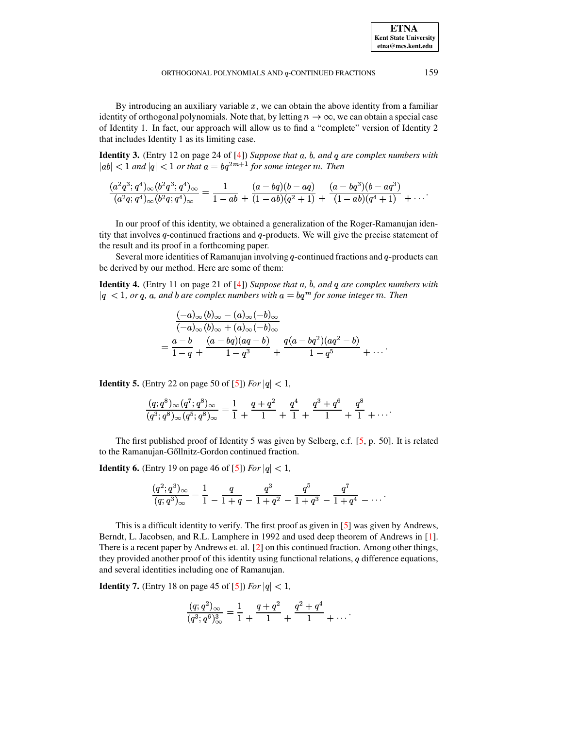By introducing an auxiliary variable $x$, we can obtain the above identity from a familiar identity of orthogonal polynomials. Note that, by letting $n \to \infty$, we can obtain a special case of Identity 1. In fact, our approach will allow us to find a "complete" version of Identity 2 that includes Identity 1 as its limiting case.

**Identity 3.** (Entry 12 on page 24 of [4]) *Suppose that $a$, $b$, and $q$ are complex numbers with $|ab| < 1$ and $|q| < 1$ or that $a = bq^{2m+1}$ for some integer $m$. Then*

$$\frac{(a^2q^3;q^4)_\infty (b^2q^3;q^4)_\infty}{(a^2q;q^4)_\infty (b^2q;q^4)_\infty} = \frac{1}{1-ab} + \frac{(a-bq)(b-aq)}{(1-ab)(q^2+1)} + \frac{(a-bq^3)(b-aq^3)}{(1-ab)(q^4+1)} + \cdots.$$

In our proof of this identity, we obtained a generalization of the Roger-Ramanujan identity that involves $q$-continued fractions and $q$-products. We will give the precise statement of the result and its proof in a forthcoming paper.

Several more identities of Ramanujan involving $q$-continued fractions and $q$-products can be derived by our method. Here are some of them:

**Identity 4.** (Entry 11 on page 21 of [4]) *Suppose that $a$, $b$, and $q$ are complex numbers with $|q| < 1$, or $q$, $a$, and $b$ are complex numbers with $a = bq^m$ for some integer $m$. Then*

$$\begin{aligned}
&\frac{(-a)_\infty (b)_\infty - (a)_\infty (-b)_\infty}{(-a)_\infty (b)_\infty + (a)_\infty (-b)_\infty} \\
&= \frac{a-b}{1-q} + \frac{(a-bq)(aq-b)}{1-q^3} + \frac{q(a-bq^2)(aq^2-b)}{1-q^5} + \cdots.
\end{aligned}$$

**Identity 5.** (Entry 22 on page 50 of [5]) *For $|q| < 1$,*

$$\frac{(q;q^8)_\infty (q^7;q^8)_\infty}{(q^3;q^8)_\infty (q^5;q^8)_\infty} = \frac{1}{1} + \frac{q+q^2}{1} + \frac{q^4}{1} + \frac{q^3+q^6}{1} + \frac{q^8}{1} + \cdots.$$

The first published proof of Identity 5 was given by Selberg, c.f. [5, p. 50]. It is related to the Ramanujan-Gőllnitz-Gordon continued fraction.

**Identity 6.** (Entry 19 on page 46 of [5]) *For $|q| < 1$,*

$$\frac{(q^2;q^3)_\infty}{(q;q^3)_\infty} = \frac{1}{1} - \frac{q}{1+q} - \frac{q^3}{1+q^2} - \frac{q^5}{1+q^3} - \frac{q^7}{1+q^4} - \cdots.$$

This is a difficult identity to verify. The first proof as given in [5] was given by Andrews, Berndt, L. Jacobsen, and R.L. Lamphere in 1992 and used deep theorem of Andrews in [1]. There is a recent paper by Andrews et. al. [2] on this continued fraction. Among other things, they provided another proof of this identity using functional relations, $q$ difference equations, and several identities including one of Ramanujan.

**Identity 7.** (Entry 18 on page 45 of [5]) *For $|q| < 1$,*

$$\frac{(q;q^2)_\infty}{(q^3;q^6)_\infty^3} = \frac{1}{1} + \frac{q+q^2}{1} + \frac{q^2+q^4}{1} + \cdots.$$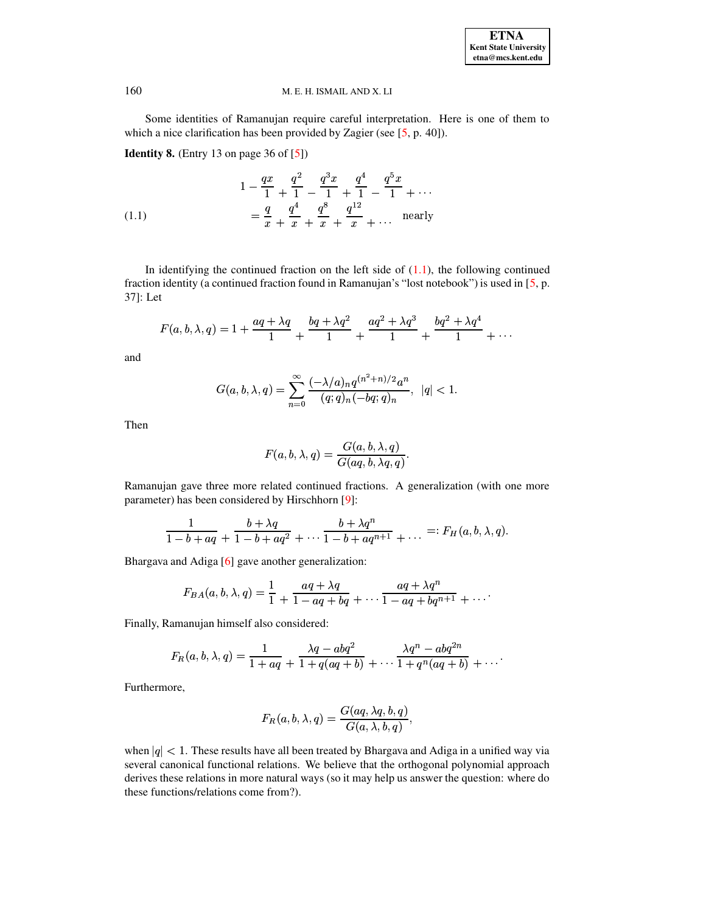Some identities of Ramanujan require careful interpretation. Here is one of them to which a nice clarification has been provided by Zagier (see [5, p. 40]).

**Identity 8.** (Entry 13 on page 36 of [5])

$$
\begin{aligned}
&1 - \frac{qx}{1} + \frac{q^2}{1} - \frac{q^3 x}{1} + \frac{q^4}{1} - \frac{q^5 x}{1} + \cdots \\
&\quad = \frac{q}{x} + \frac{q^4}{x} + \frac{q^8}{x} + \frac{q^{12}}{x} + \cdots \quad \text{nearly}
\end{aligned}
\tag{1.1}
$$

In identifying the continued fraction on the left side of (1.1), the following continued fraction identity (a continued fraction found in Ramanujan's "lost notebook") is used in [5, p. 37]: Let

$$
F(a,b,\lambda,q) = 1 + \frac{aq+\lambda q}{1} + \frac{bq+\lambda q^2}{1} + \frac{aq^2+\lambda q^3}{1} + \frac{bq^2+\lambda q^4}{1} + \cdots
$$

and

$$
G(a,b,\lambda,q) = \sum_{n=0}^{\infty} \frac{(-\lambda/a)_n q^{(n^2+n)/2} a^n}{(q;q)_n(-bq;q)_n}, \quad |q|<1.
$$

Then

$$
F(a,b,\lambda,q) = \frac{G(a,b,\lambda,q)}{G(aq,b,\lambda q,q)}.
$$

Ramanujan gave three more related continued fractions. A generalization (with one more parameter) has been considered by Hirschhorn [9]:

$$
\frac{1}{1-b+aq} + \frac{b+\lambda q}{1-b+aq^2} + \cdots \frac{b+\lambda q^n}{1-b+aq^{n+1}} + \cdots =: F_H(a,b,\lambda,q).
$$

Bhargava and Adiga [6] gave another generalization:

$$
F_{BA}(a,b,\lambda,q) = \frac{1}{1} + \frac{aq+\lambda q}{1-aq+bq} + \cdots \frac{aq+\lambda q^n}{1-aq+bq^{n+1}} + \cdots.
$$

Finally, Ramanujan himself also considered:

$$
F_R(a,b,\lambda,q) = \frac{1}{1+aq} + \frac{\lambda q - abq^2}{1+q(aq+b)} + \cdots \frac{\lambda q^n - abq^{2n}}{1+q^n(aq+b)} + \cdots.
$$

Furthermore,

$$
F_R(a,b,\lambda,q) = \frac{G(aq,\lambda q,b,q)}{G(a,\lambda,b,q)},
$$

when $|q|<1$. These results have all been treated by Bhargava and Adiga in a unified way via several canonical functional relations. We believe that the orthogonal polynomial approach derives these relations in more natural ways (so it may help us answer the question: where do these functions/relations come from?).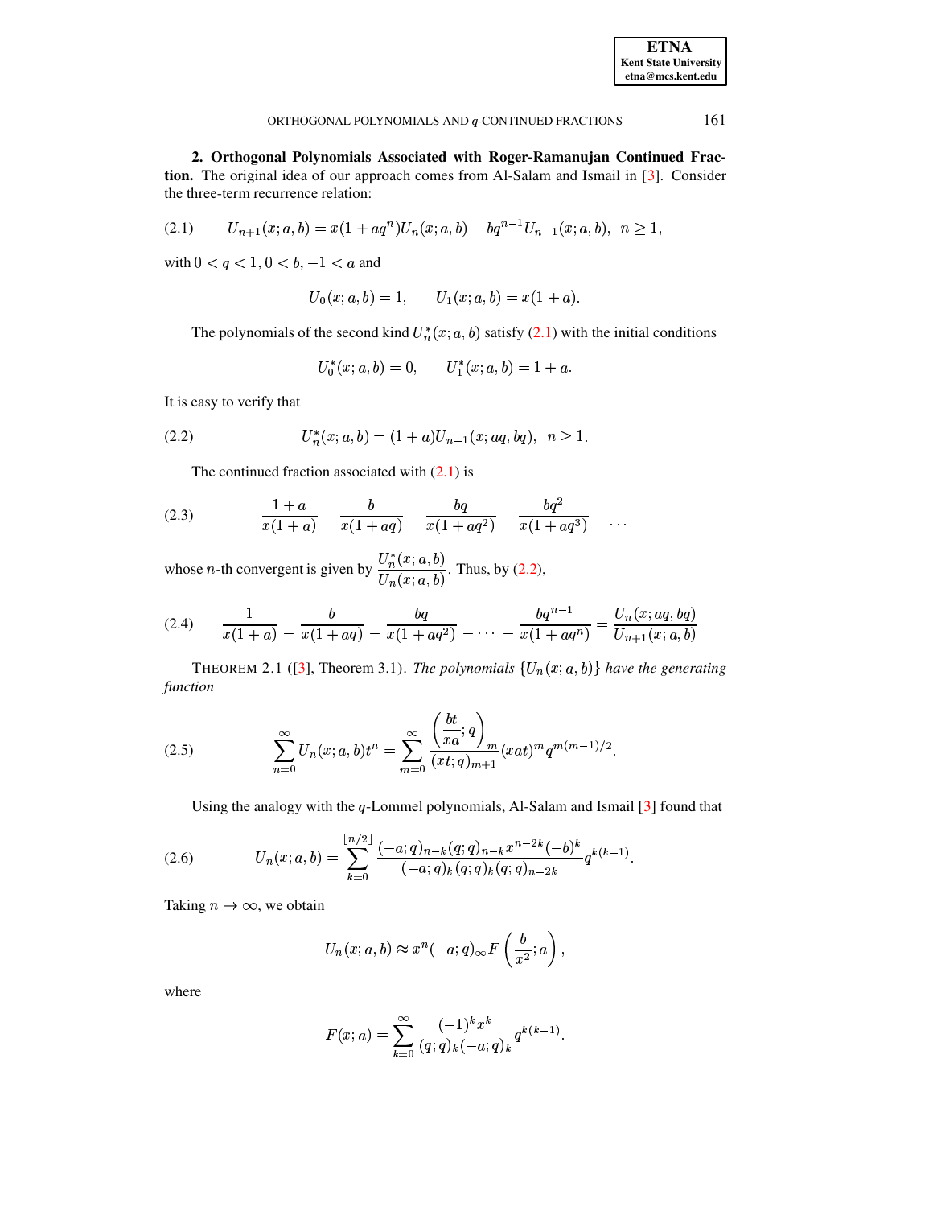**2. Orthogonal Polynomials Associated with Roger-Ramanujan Continued Fraction.** The original idea of our approach comes from Al-Salam and Ismail in [3]. Consider the three-term recurrence relation:

$$U_{n+1}(x;a,b) = x(1+aq^n)U_n(x;a,b) - bq^{n-1}U_{n-1}(x;a,b), \;\; n \geq 1, \tag{2.1}$$

with $0 < q < 1$, $0 < b$, $-1 < a$ and

$$U_0(x;a,b) = 1, \qquad U_1(x;a,b) = x(1+a).$$

The polynomials of the second kind $U_n^*(x;a,b)$ satisfy (2.1) with the initial conditions

$$U_0^*(x;a,b) = 0, \qquad U_1^*(x;a,b) = 1+a.$$

It is easy to verify that

$$U_n^*(x;a,b) = (1+a)U_{n-1}(x;aq,bq), \;\; n \geq 1. \tag{2.2}$$

The continued fraction associated with (2.1) is

$$\frac{1+a}{x(1+a)} - \frac{b}{x(1+aq)} - \frac{bq}{x(1+aq^2)} - \frac{bq^2}{x(1+aq^3)} - \cdots \tag{2.3}$$

whose $n$-th convergent is given by $\dfrac{U_n^*(x;a,b)}{U_n(x;a,b)}$. Thus, by (2.2),

$$\frac{1}{x(1+a)} - \frac{b}{x(1+aq)} - \frac{bq}{x(1+aq^2)} - \cdots - \frac{bq^{n-1}}{x(1+aq^n)} = \frac{U_n(x;aq,bq)}{U_{n+1}(x;a,b)} \tag{2.4}$$

THEOREM 2.1 ([3], Theorem 3.1). *The polynomials $\{U_n(x;a,b)\}$ have the generating function*

$$\sum_{n=0}^{\infty} U_n(x;a,b)t^n = \sum_{m=0}^{\infty} \frac{\left(\dfrac{bt}{xa};q\right)_m}{(xt;q)_{m+1}} (xat)^m q^{m(m-1)/2}. \tag{2.5}$$

Using the analogy with the $q$-Lommel polynomials, Al-Salam and Ismail [3] found that

$$U_n(x;a,b) = \sum_{k=0}^{\lfloor n/2 \rfloor} \frac{(-a;q)_{n-k}(q;q)_{n-k}x^{n-2k}(-b)^k}{(-a;q)_k(q;q)_k(q;q)_{n-2k}} q^{k(k-1)}. \tag{2.6}$$

Taking $n \to \infty$, we obtain

$$U_n(x;a,b) \approx x^n(-a;q)_\infty F\left(\frac{b}{x^2};a\right),$$

where

$$F(x;a) = \sum_{k=0}^{\infty} \frac{(-1)^k x^k}{(q;q)_k(-a;q)_k} q^{k(k-1)}.$$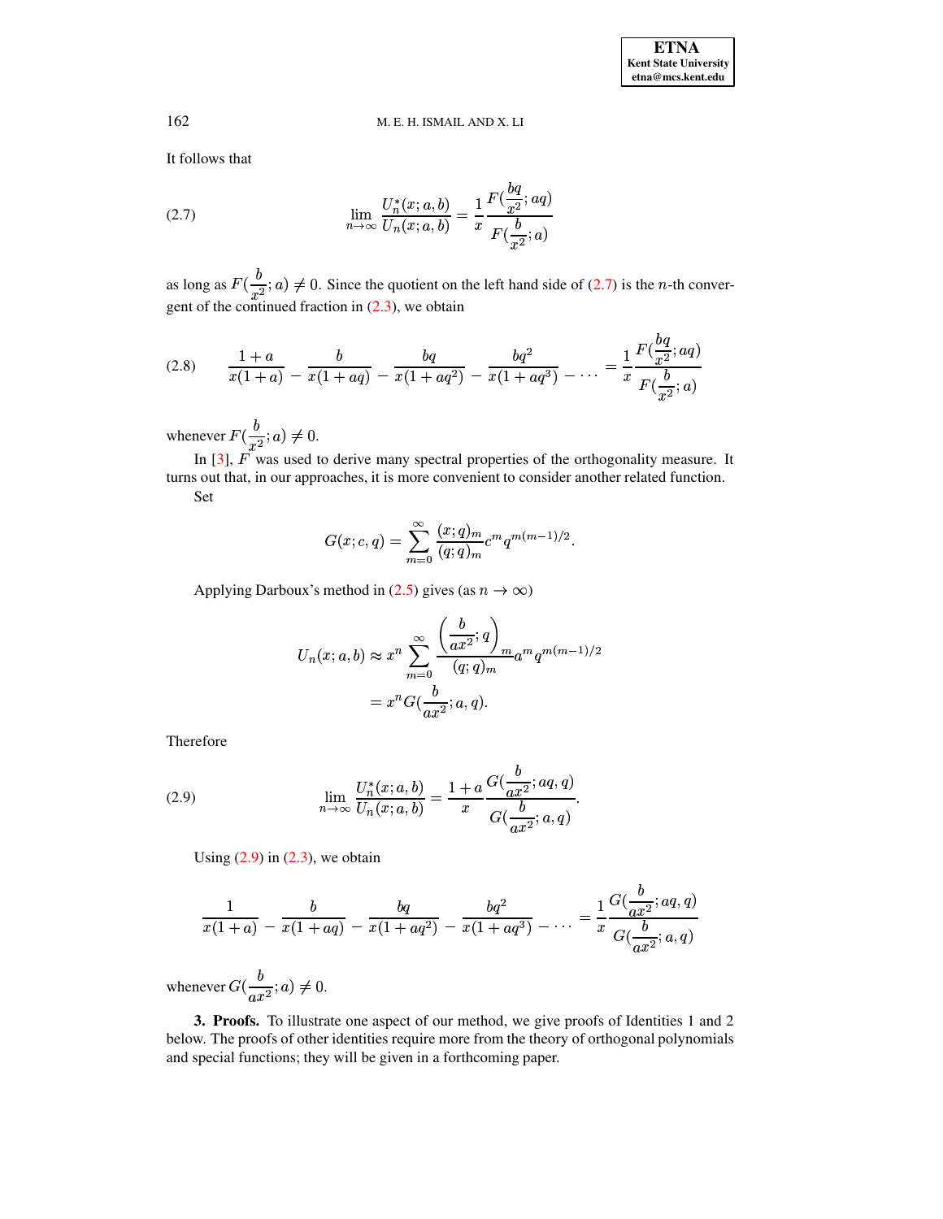It follows that

$$\lim_{n\to\infty} \frac{U_n^*(x;a,b)}{U_n(x;a,b)} = \frac{1}{x}\frac{F(\dfrac{bq}{x^2};aq)}{F(\dfrac{b}{x^2};a)} \tag{2.7}$$

as long as $F(\dfrac{b}{x^2};a) \neq 0$. Since the quotient on the left hand side of (2.7) is the $n$-th convergent of the continued fraction in (2.3), we obtain

$$\frac{1+a}{x(1+a)} - \frac{b}{x(1+aq)} - \frac{bq}{x(1+aq^2)} - \frac{bq^2}{x(1+aq^3)} - \cdots = \frac{1}{x}\frac{F(\dfrac{bq}{x^2};aq)}{F(\dfrac{b}{x^2};a)} \tag{2.8}$$

whenever $F(\dfrac{b}{x^2};a) \neq 0$.

In [3], $F$ was used to derive many spectral properties of the orthogonality measure. It turns out that, in our approaches, it is more convenient to consider another related function.

Set

$$G(x;c,q) = \sum_{m=0}^{\infty} \frac{(x;q)_m}{(q;q)_m} c^m q^{m(m-1)/2}.$$

Applying Darboux's method in (2.5) gives (as $n \to \infty$)

$$\begin{aligned} U_n(x;a,b) &\approx x^n \sum_{m=0}^{\infty} \frac{\left(\dfrac{b}{ax^2};q\right)_m}{(q;q)_m} a^m q^{m(m-1)/2} \\ &= x^n G(\frac{b}{ax^2};a,q). \end{aligned}$$

Therefore

$$\lim_{n\to\infty} \frac{U_n^*(x;a,b)}{U_n(x;a,b)} = \frac{1+a}{x}\frac{G(\dfrac{b}{ax^2};aq,q)}{G(\dfrac{b}{ax^2};a,q)}. \tag{2.9}$$

Using (2.9) in (2.3), we obtain

$$\frac{1}{x(1+a)} - \frac{b}{x(1+aq)} - \frac{bq}{x(1+aq^2)} - \frac{bq^2}{x(1+aq^3)} - \cdots = \frac{1}{x}\frac{G(\dfrac{b}{ax^2};aq,q)}{G(\dfrac{b}{ax^2};a,q)}$$

whenever $G(\dfrac{b}{ax^2};a) \neq 0$.

**3. Proofs.** To illustrate one aspect of our method, we give proofs of Identities 1 and 2 below. The proofs of other identities require more from the theory of orthogonal polynomials and special functions; they will be given in a forthcoming paper.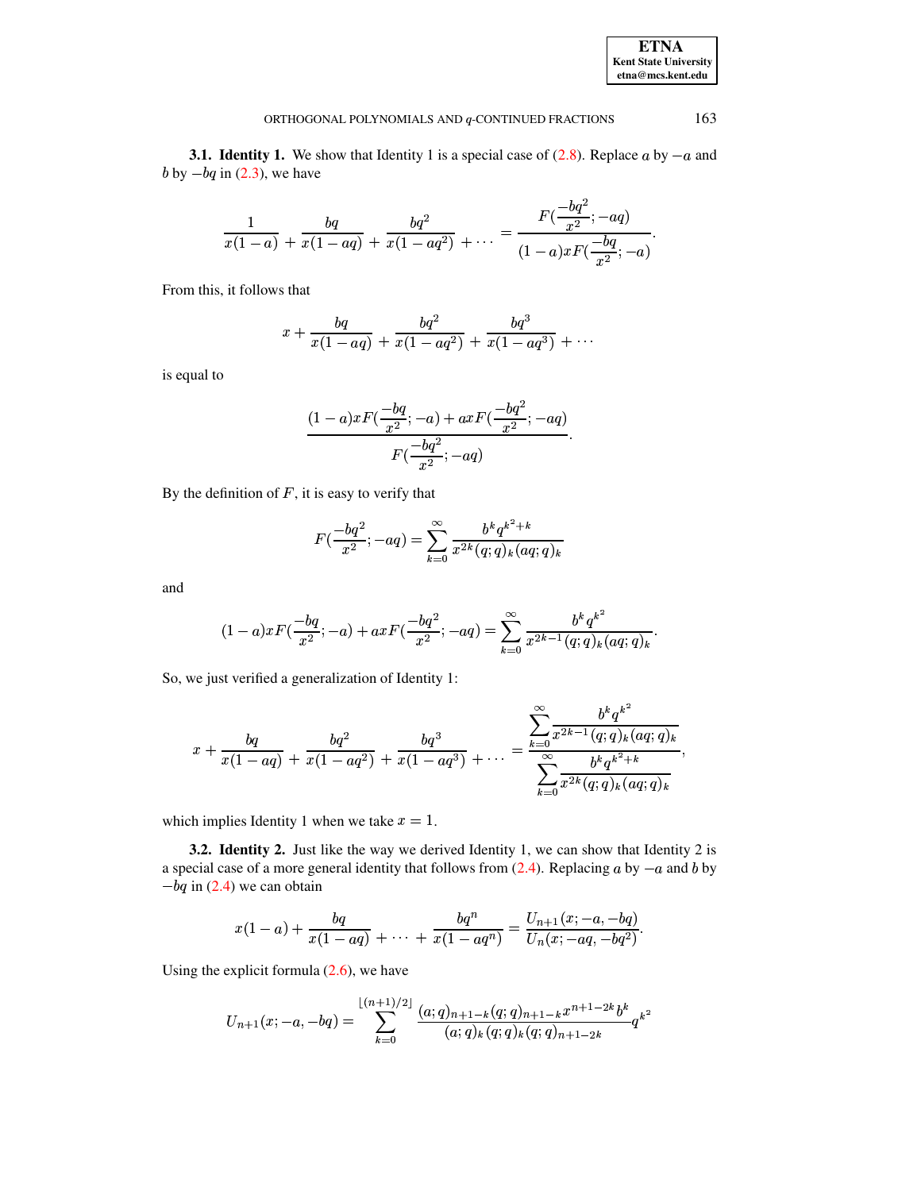**3.1. Identity 1.** We show that Identity 1 is a special case of (2.8). Replace $a$ by $-a$ and $b$ by $-bq$ in (2.3), we have

$$\frac{1}{x(1-a)} + \frac{bq}{x(1-aq)} + \frac{bq^2}{x(1-aq^2)} + \cdots = \frac{F(\frac{-bq^2}{x^2};-aq)}{(1-a)xF(\frac{-bq}{x^2};-a)}.$$

From this, it follows that

$$x + \frac{bq}{x(1-aq)} + \frac{bq^2}{x(1-aq^2)} + \frac{bq^3}{x(1-aq^3)} + \cdots$$

is equal to

$$\frac{(1-a)xF(\frac{-bq}{x^2};-a) + axF(\frac{-bq^2}{x^2};-aq)}{F(\frac{-bq^2}{x^2};-aq)}.$$

By the definition of $F$, it is easy to verify that

$$F(\frac{-bq^2}{x^2};-aq) = \sum_{k=0}^{\infty} \frac{b^k q^{k^2+k}}{x^{2k}(q;q)_k(aq;q)_k}$$

and

$$(1-a)xF(\frac{-bq}{x^2};-a) + axF(\frac{-bq^2}{x^2};-aq) = \sum_{k=0}^{\infty} \frac{b^k q^{k^2}}{x^{2k-1}(q;q)_k(aq;q)_k}.$$

So, we just verified a generalization of Identity 1:

$$x + \frac{bq}{x(1-aq)} + \frac{bq^2}{x(1-aq^2)} + \frac{bq^3}{x(1-aq^3)} + \cdots = \frac{\sum\limits_{k=0}^{\infty} \frac{b^k q^{k^2}}{x^{2k-1}(q;q)_k(aq;q)_k}}{\sum\limits_{k=0}^{\infty} \frac{b^k q^{k^2+k}}{x^{2k}(q;q)_k(aq;q)_k}},$$

which implies Identity 1 when we take $x = 1$.

**3.2. Identity 2.** Just like the way we derived Identity 1, we can show that Identity 2 is a special case of a more general identity that follows from (2.4). Replacing $a$ by $-a$ and $b$ by $-bq$ in (2.4) we can obtain

$$x(1-a) + \frac{bq}{x(1-aq)} + \cdots + \frac{bq^n}{x(1-aq^n)} = \frac{U_{n+1}(x;-a,-bq)}{U_n(x;-aq,-bq^2)}.$$

Using the explicit formula (2.6), we have

$$U_{n+1}(x;-a,-bq) = \sum_{k=0}^{\lfloor (n+1)/2 \rfloor} \frac{(a;q)_{n+1-k}(q;q)_{n+1-k}x^{n+1-2k}b^k}{(a;q)_k(q;q)_k(q;q)_{n+1-2k}} q^{k^2}$$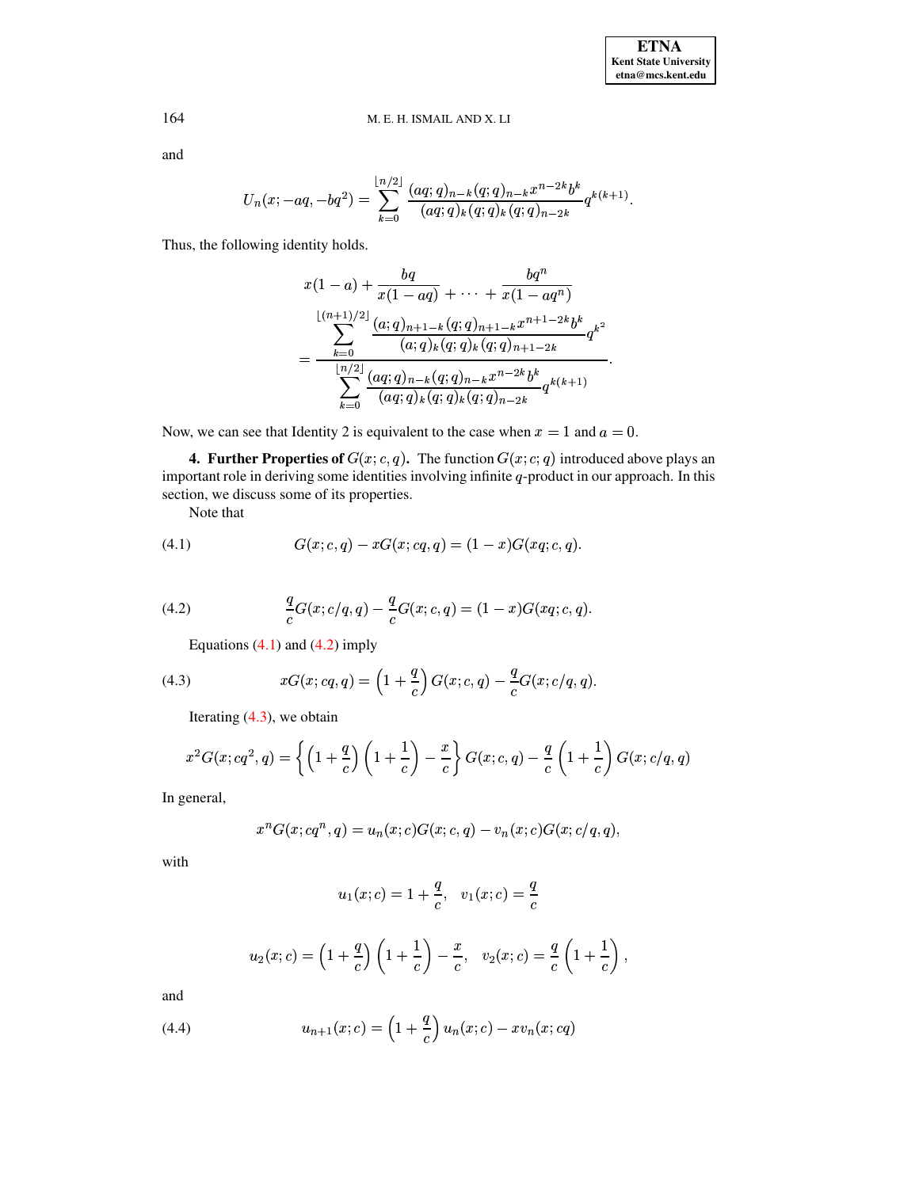and

$$U_n(x; -aq, -bq^2) = \sum_{k=0}^{\lfloor n/2 \rfloor} \frac{(aq;q)_{n-k}(q;q)_{n-k} x^{n-2k} b^k}{(aq;q)_k (q;q)_k (q;q)_{n-2k}} q^{k(k+1)}.$$

Thus, the following identity holds.

$$x(1-a) + \frac{bq}{x(1-aq)} + \cdots + \frac{bq^n}{x(1-aq^n)}$$
$$= \frac{\displaystyle\sum_{k=0}^{\lfloor (n+1)/2 \rfloor} \frac{(a;q)_{n+1-k}(q;q)_{n+1-k} x^{n+1-2k} b^k}{(a;q)_k (q;q)_k (q;q)_{n+1-2k}} q^{k^2}}{\displaystyle\sum_{k=0}^{\lfloor n/2 \rfloor} \frac{(aq;q)_{n-k}(q;q)_{n-k} x^{n-2k} b^k}{(aq;q)_k (q;q)_k (q;q)_{n-2k}} q^{k(k+1)}}.$$

Now, we can see that Identity 2 is equivalent to the case when $x = 1$ and $a = 0$.

**4. Further Properties of $G(x;c,q)$.** The function $G(x;c;q)$ introduced above plays an important role in deriving some identities involving infinite $q$-product in our approach. In this section, we discuss some of its properties.

Note that

$$G(x;c,q) - xG(x;cq,q) = (1-x)G(xq;c,q). \tag{4.1}$$

$$\frac{q}{c}G(x;c/q,q) - \frac{q}{c}G(x;c,q) = (1-x)G(xq;c,q). \tag{4.2}$$

Equations (4.1) and (4.2) imply

$$xG(x;cq,q) = \left(1 + \frac{q}{c}\right)G(x;c,q) - \frac{q}{c}G(x;c/q,q). \tag{4.3}$$

Iterating (4.3), we obtain

$$x^2 G(x;cq^2,q) = \left\{\left(1+\frac{q}{c}\right)\left(1+\frac{1}{c}\right) - \frac{x}{c}\right\}G(x;c,q) - \frac{q}{c}\left(1+\frac{1}{c}\right)G(x;c/q,q)$$

In general,

$$x^n G(x;cq^n,q) = u_n(x;c)G(x;c,q) - v_n(x;c)G(x;c/q,q),$$

with

$$u_1(x;c) = 1 + \frac{q}{c}, \quad v_1(x;c) = \frac{q}{c}$$

$$u_2(x;c) = \left(1+\frac{q}{c}\right)\left(1+\frac{1}{c}\right) - \frac{x}{c}, \quad v_2(x;c) = \frac{q}{c}\left(1+\frac{1}{c}\right),$$

and

$$u_{n+1}(x;c) = \left(1+\frac{q}{c}\right)u_n(x;c) - xv_n(x;cq) \tag{4.4}$$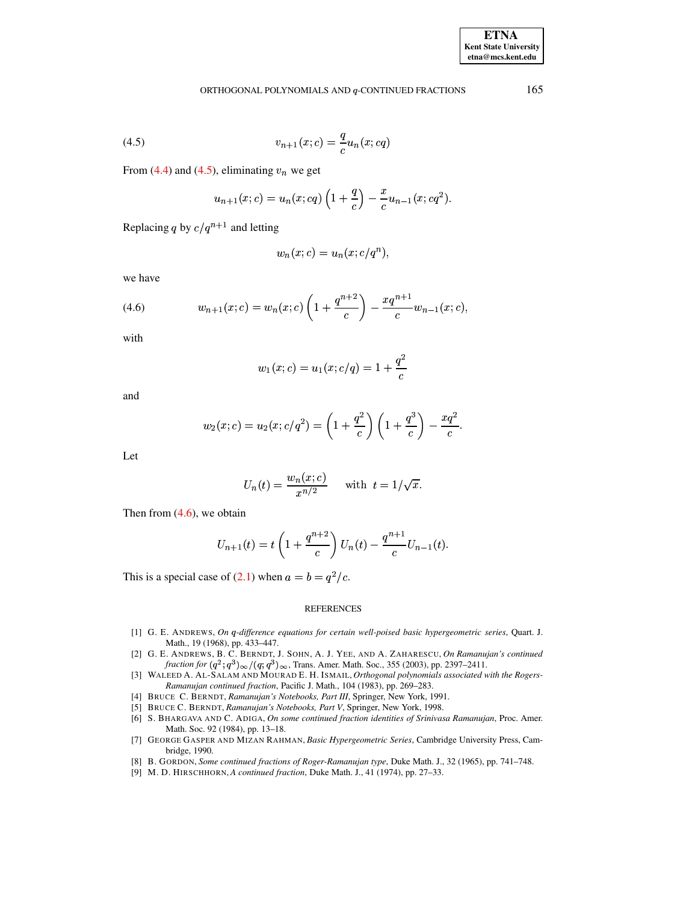$$v_{n+1}(x;c) = \frac{q}{c}u_n(x;cq) \tag{4.5}$$

From (4.4) and (4.5), eliminating $v_n$ we get

$$u_{n+1}(x;c) = u_n(x;cq)\left(1+\frac{q}{c}\right) - \frac{x}{c}u_{n-1}(x;cq^2).$$

Replacing $q$ by $c/q^{n+1}$ and letting

$$w_n(x;c) = u_n(x;c/q^n),$$

we have

$$w_{n+1}(x;c) = w_n(x;c)\left(1+\frac{q^{n+2}}{c}\right) - \frac{xq^{n+1}}{c}w_{n-1}(x;c), \tag{4.6}$$

with

$$w_1(x;c) = u_1(x;c/q) = 1+\frac{q^2}{c}$$

and

$$w_2(x;c) = u_2(x;c/q^2) = \left(1+\frac{q^2}{c}\right)\left(1+\frac{q^3}{c}\right) - \frac{xq^2}{c}.$$

Let

$$U_n(t) = \frac{w_n(x;c)}{x^{n/2}} \qquad \text{with } \ t = 1/\sqrt{x}.$$

Then from (4.6), we obtain

$$U_{n+1}(t) = t\left(1+\frac{q^{n+2}}{c}\right)U_n(t) - \frac{q^{n+1}}{c}U_{n-1}(t).$$

This is a special case of (2.1) when $a = b = q^2/c$.

## REFERENCES

[1] G. E. Andrews, *On q-difference equations for certain well-poised basic hypergeometric series*, Quart. J. Math., 19 (1968), pp. 433–447.

[2] G. E. Andrews, B. C. Berndt, J. Sohn, A. J. Yee, and A. Zaharescu, *On Ramanujan's continued fraction for $(q^2;q^3)_\infty/(q;q^3)_\infty$*, Trans. Amer. Math. Soc., 355 (2003), pp. 2397–2411.

[3] Waleed A. Al-Salam and Mourad E. H. Ismail, *Orthogonal polynomials associated with the Rogers-Ramanujan continued fraction*, Pacific J. Math., 104 (1983), pp. 269–283.

[4] Bruce C. Berndt, *Ramanujan's Notebooks, Part III*, Springer, New York, 1991.

[5] Bruce C. Berndt, *Ramanujan's Notebooks, Part V*, Springer, New York, 1998.

[6] S. Bhargava and C. Adiga, *On some continued fraction identities of Srinivasa Ramanujan*, Proc. Amer. Math. Soc. 92 (1984), pp. 13–18.

[7] George Gasper and Mizan Rahman, *Basic Hypergeometric Series*, Cambridge University Press, Cambridge, 1990.

[8] B. Gordon, *Some continued fractions of Roger-Ramanujan type*, Duke Math. J., 32 (1965), pp. 741–748.

[9] M. D. Hirschhorn, *A continued fraction*, Duke Math. J., 41 (1974), pp. 27–33.